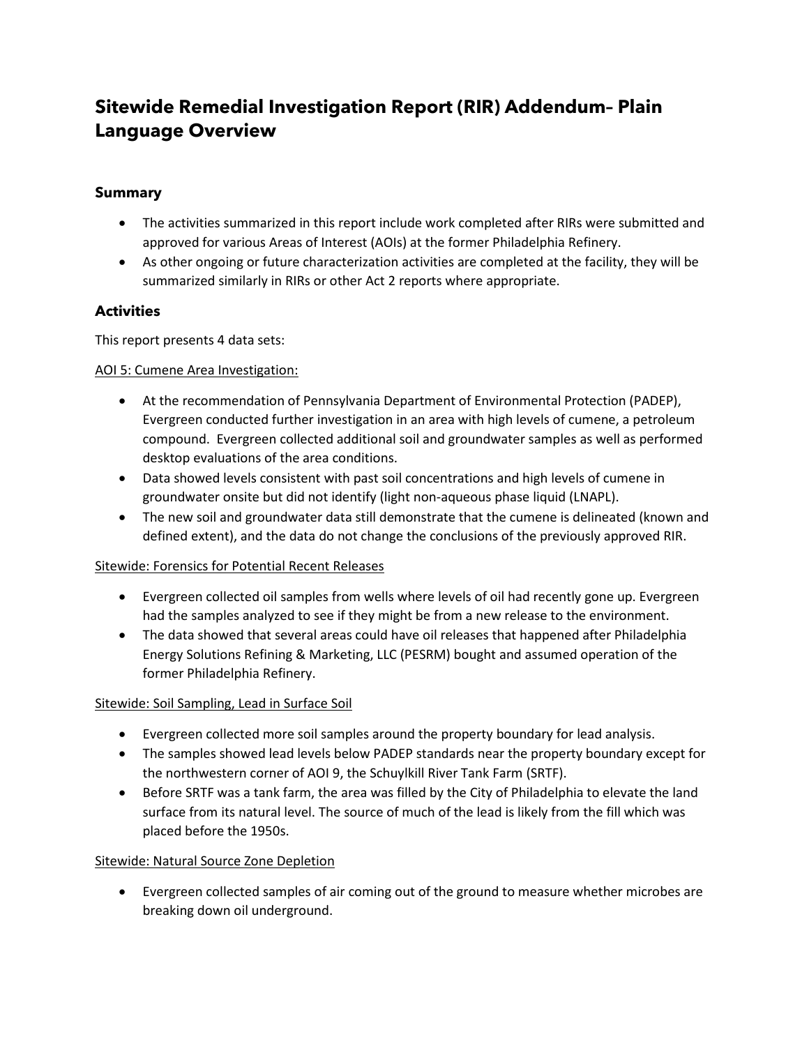# Sitewide Remedial Investigation Report (RIR) Addendum– Plain Language Overview

### Summary

- The activities summarized in this report include work completed after RIRs were submitted and approved for various Areas of Interest (AOIs) at the former Philadelphia Refinery.
- As other ongoing or future characterization activities are completed at the facility, they will be summarized similarly in RIRs or other Act 2 reports where appropriate.

## Activities

This report presents 4 data sets:

<u>AOI 5: Cumene Area Investigation:</u>

- At the recommendation of Pennsylvania Department of Environmental Protection (PADEP), Evergreen conducted further investigation in an area with high levels of cumene, a petroleum compound. Evergreen collected additional soil and groundwater samples as well as performed desktop evaluations of the area conditions.
- Data showed levels consistent with past soil concentrations and high levels of cumene in groundwater onsite but did not identify (light non-aqueous phase liquid (LNAPL).
- The new soil and groundwater data still demonstrate that the cumene is delineated (known and defined extent), and the data do not change the conclusions of the previously approved RIR.

<u>Sitewide: Forensics for Potential Recent Releases</u>

- Evergreen collected oil samples from wells where levels of oil had recently gone up. Evergreen had the samples analyzed to see if they might be from a new release to the environment.
- The data showed that several areas could have oil releases that happened after Philadelphia Energy Solutions Refining & Marketing, LLC (PESRM) bought and assumed operation of the former Philadelphia Refinery.

<u>Sitewide: Soil Sampling, Lead in Surface Soil</u>

- Evergreen collected more soil samples around the property boundary for lead analysis.
- The samples showed lead levels below PADEP standards near the property boundary except for the northwestern corner of AOI 9, the Schuylkill River Tank Farm (SRTF).
- Before SRTF was a tank farm, the area was filled by the City of Philadelphia to elevate the land surface from its natural level. The source of much of the lead is likely from the fill which was placed before the 1950s.

<u>Sitewide: Natural Source Zone Depletion</u>

- Evergreen collected samples of air coming out of the ground to measure whether microbes are breaking down oil underground.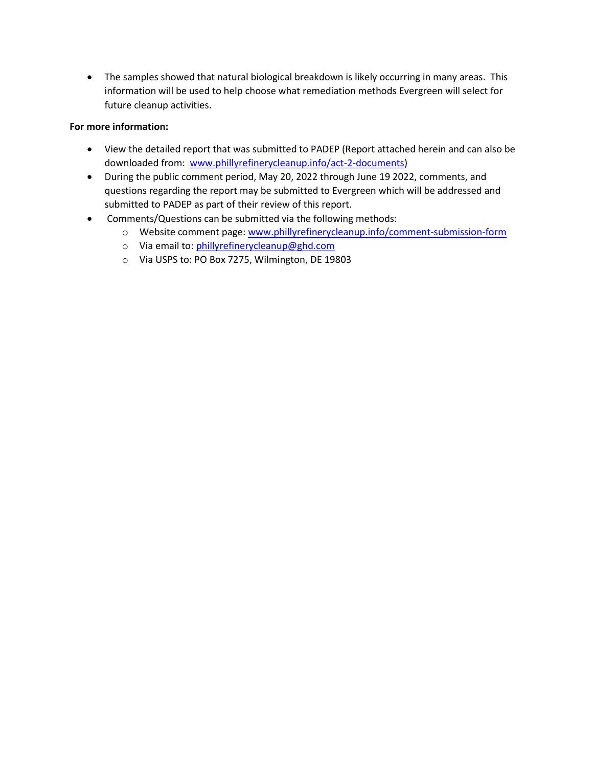- The samples showed that natural biological breakdown is likely occurring in many areas. This information will be used to help choose what remediation methods Evergreen will select for future cleanup activities.

**For more information:**

- View the detailed report that was submitted to PADEP (Report attached herein and can also be downloaded from: www.phillyrefinerycleanup.info/act-2-documents)
- During the public comment period, May 20, 2022 through June 19 2022, comments, and questions regarding the report may be submitted to Evergreen which will be addressed and submitted to PADEP as part of their review of this report.
- Comments/Questions can be submitted via the following methods:
  - Website comment page: www.phillyrefinerycleanup.info/comment-submission-form
  - Via email to: phillyrefinerycleanup@ghd.com
  - Via USPS to: PO Box 7275, Wilmington, DE 19803